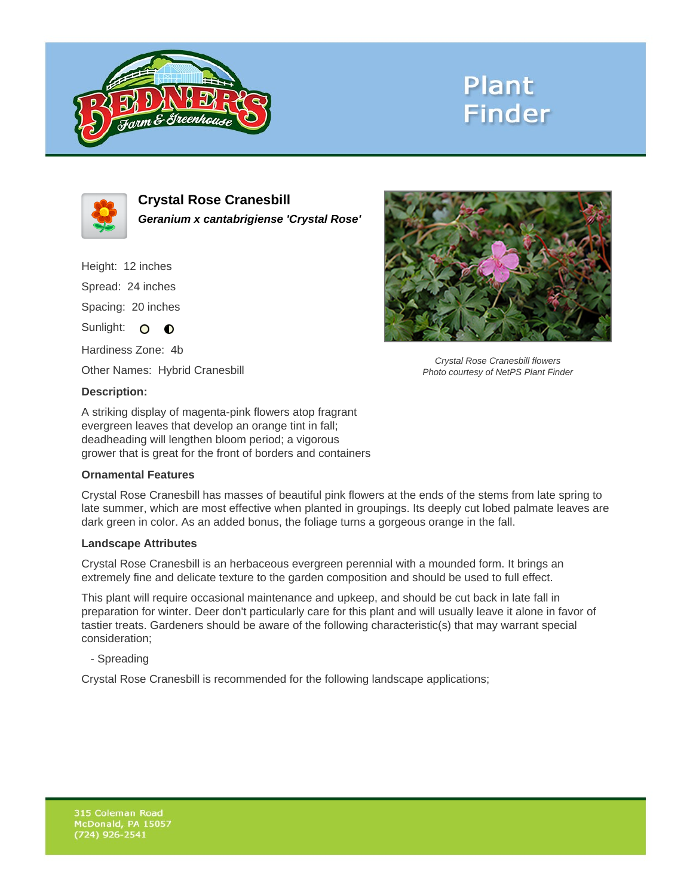# Plant Finder

## Crystal Rose Cranesbill

***Geranium x cantabrigiense 'Crystal Rose'***

Height: 12 inches

Spread: 24 inches

Spacing: 20 inches

Sunlight:

Hardiness Zone: 4b

Other Names: Hybrid Cranesbill

*Crystal Rose Cranesbill flowers*
*Photo courtesy of NetPS Plant Finder*

### Description:

A striking display of magenta-pink flowers atop fragrant evergreen leaves that develop an orange tint in fall; deadheading will lengthen bloom period; a vigorous grower that is great for the front of borders and containers

### Ornamental Features

Crystal Rose Cranesbill has masses of beautiful pink flowers at the ends of the stems from late spring to late summer, which are most effective when planted in groupings. Its deeply cut lobed palmate leaves are dark green in color. As an added bonus, the foliage turns a gorgeous orange in the fall.

### Landscape Attributes

Crystal Rose Cranesbill is an herbaceous evergreen perennial with a mounded form. It brings an extremely fine and delicate texture to the garden composition and should be used to full effect.

This plant will require occasional maintenance and upkeep, and should be cut back in late fall in preparation for winter. Deer don't particularly care for this plant and will usually leave it alone in favor of tastier treats. Gardeners should be aware of the following characteristic(s) that may warrant special consideration;

- Spreading

Crystal Rose Cranesbill is recommended for the following landscape applications;

315 Coleman Road
McDonald, PA 15057
(724) 926-2541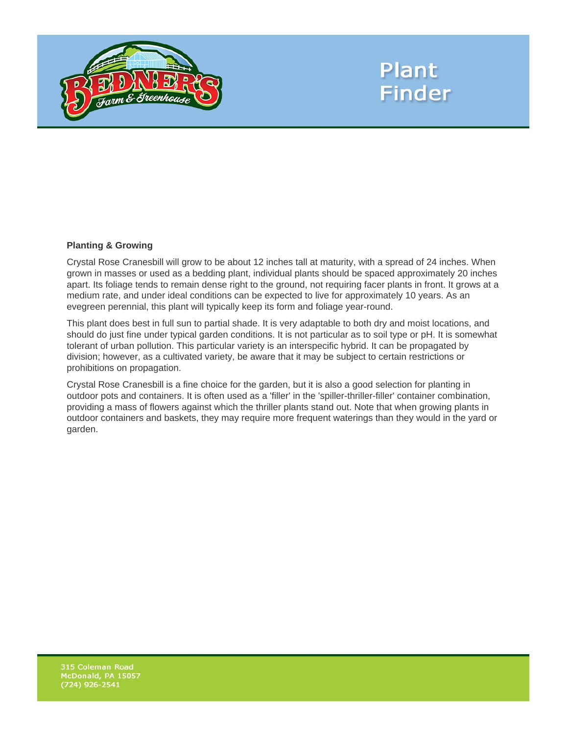### Planting & Growing

Crystal Rose Cranesbill will grow to be about 12 inches tall at maturity, with a spread of 24 inches. When grown in masses or used as a bedding plant, individual plants should be spaced approximately 20 inches apart. Its foliage tends to remain dense right to the ground, not requiring facer plants in front. It grows at a medium rate, and under ideal conditions can be expected to live for approximately 10 years. As an evegreen perennial, this plant will typically keep its form and foliage year-round.

This plant does best in full sun to partial shade. It is very adaptable to both dry and moist locations, and should do just fine under typical garden conditions. It is not particular as to soil type or pH. It is somewhat tolerant of urban pollution. This particular variety is an interspecific hybrid. It can be propagated by division; however, as a cultivated variety, be aware that it may be subject to certain restrictions or prohibitions on propagation.

Crystal Rose Cranesbill is a fine choice for the garden, but it is also a good selection for planting in outdoor pots and containers. It is often used as a 'filler' in the 'spiller-thriller-filler' container combination, providing a mass of flowers against which the thriller plants stand out. Note that when growing plants in outdoor containers and baskets, they may require more frequent waterings than they would in the yard or garden.